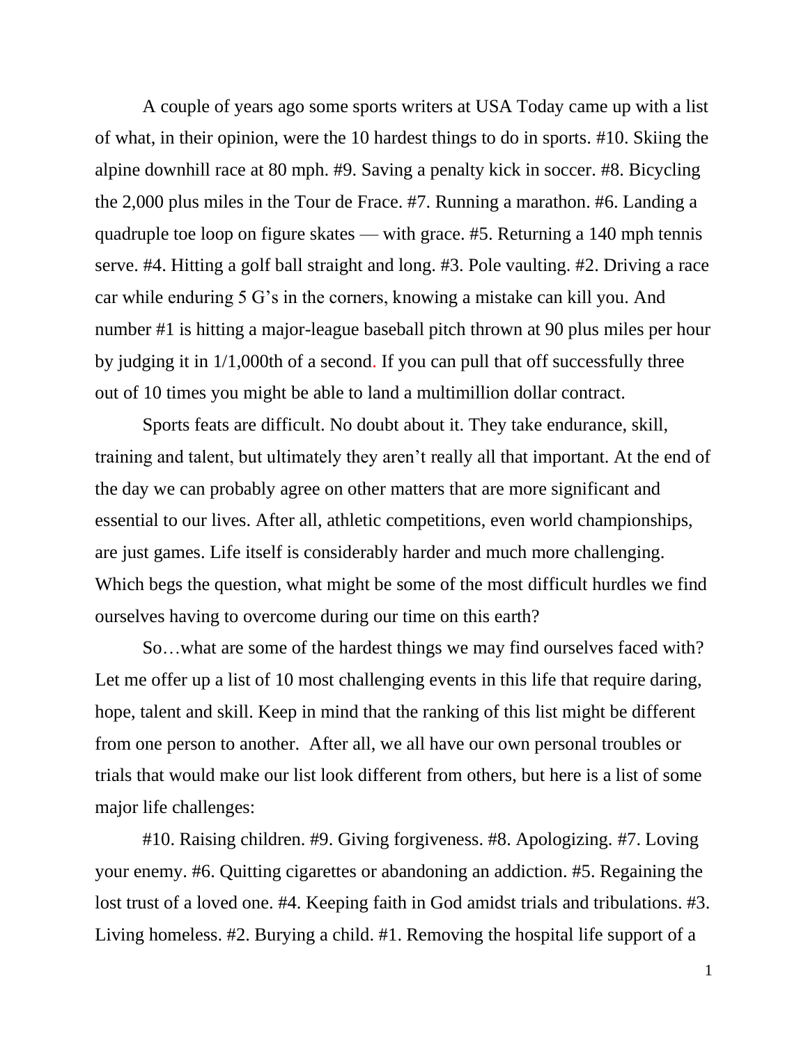A couple of years ago some sports writers at USA Today came up with a list of what, in their opinion, were the 10 hardest things to do in sports. #10. Skiing the alpine downhill race at 80 mph. #9. Saving a penalty kick in soccer. #8. Bicycling the 2,000 plus miles in the Tour de Frace. #7. Running a marathon. #6. Landing a quadruple toe loop on figure skates — with grace. #5. Returning a 140 mph tennis serve. #4. Hitting a golf ball straight and long. #3. Pole vaulting. #2. Driving a race car while enduring 5 G's in the corners, knowing a mistake can kill you. And number #1 is hitting a major-league baseball pitch thrown at 90 plus miles per hour by judging it in 1/1,000th of a second. If you can pull that off successfully three out of 10 times you might be able to land a multimillion dollar contract.

Sports feats are difficult. No doubt about it. They take endurance, skill, training and talent, but ultimately they aren't really all that important. At the end of the day we can probably agree on other matters that are more significant and essential to our lives. After all, athletic competitions, even world championships, are just games. Life itself is considerably harder and much more challenging. Which begs the question, what might be some of the most difficult hurdles we find ourselves having to overcome during our time on this earth?

So…what are some of the hardest things we may find ourselves faced with? Let me offer up a list of 10 most challenging events in this life that require daring, hope, talent and skill. Keep in mind that the ranking of this list might be different from one person to another. After all, we all have our own personal troubles or trials that would make our list look different from others, but here is a list of some major life challenges:

#10. Raising children. #9. Giving forgiveness. #8. Apologizing. #7. Loving your enemy. #6. Quitting cigarettes or abandoning an addiction. #5. Regaining the lost trust of a loved one. #4. Keeping faith in God amidst trials and tribulations. #3. Living homeless. #2. Burying a child. #1. Removing the hospital life support of a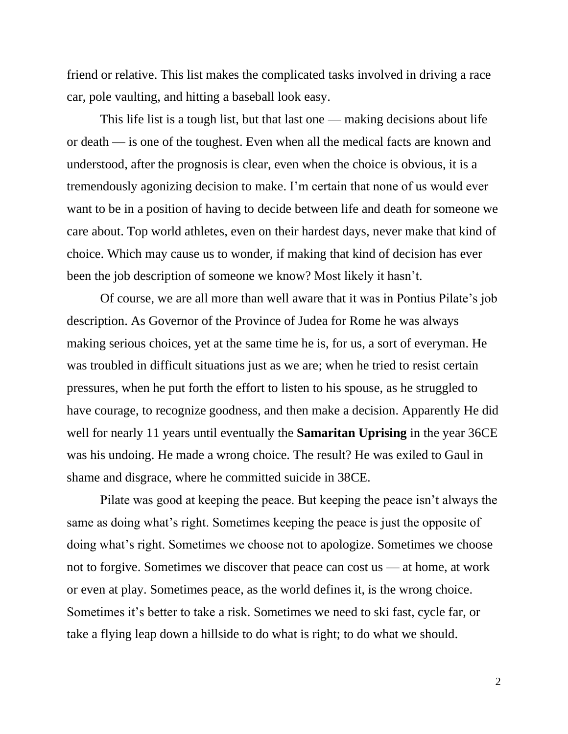friend or relative. This list makes the complicated tasks involved in driving a race car, pole vaulting, and hitting a baseball look easy.

This life list is a tough list, but that last one — making decisions about life or death — is one of the toughest. Even when all the medical facts are known and understood, after the prognosis is clear, even when the choice is obvious, it is a tremendously agonizing decision to make. I'm certain that none of us would ever want to be in a position of having to decide between life and death for someone we care about. Top world athletes, even on their hardest days, never make that kind of choice. Which may cause us to wonder, if making that kind of decision has ever been the job description of someone we know? Most likely it hasn't.

Of course, we are all more than well aware that it was in Pontius Pilate's job description. As Governor of the Province of Judea for Rome he was always making serious choices, yet at the same time he is, for us, a sort of everyman. He was troubled in difficult situations just as we are; when he tried to resist certain pressures, when he put forth the effort to listen to his spouse, as he struggled to have courage, to recognize goodness, and then make a decision. Apparently He did well for nearly 11 years until eventually the **Samaritan Uprising** in the year 36CE was his undoing. He made a wrong choice. The result? He was exiled to Gaul in shame and disgrace, where he committed suicide in 38CE.

Pilate was good at keeping the peace. But keeping the peace isn't always the same as doing what's right. Sometimes keeping the peace is just the opposite of doing what's right. Sometimes we choose not to apologize. Sometimes we choose not to forgive. Sometimes we discover that peace can cost us — at home, at work or even at play. Sometimes peace, as the world defines it, is the wrong choice. Sometimes it's better to take a risk. Sometimes we need to ski fast, cycle far, or take a flying leap down a hillside to do what is right; to do what we should.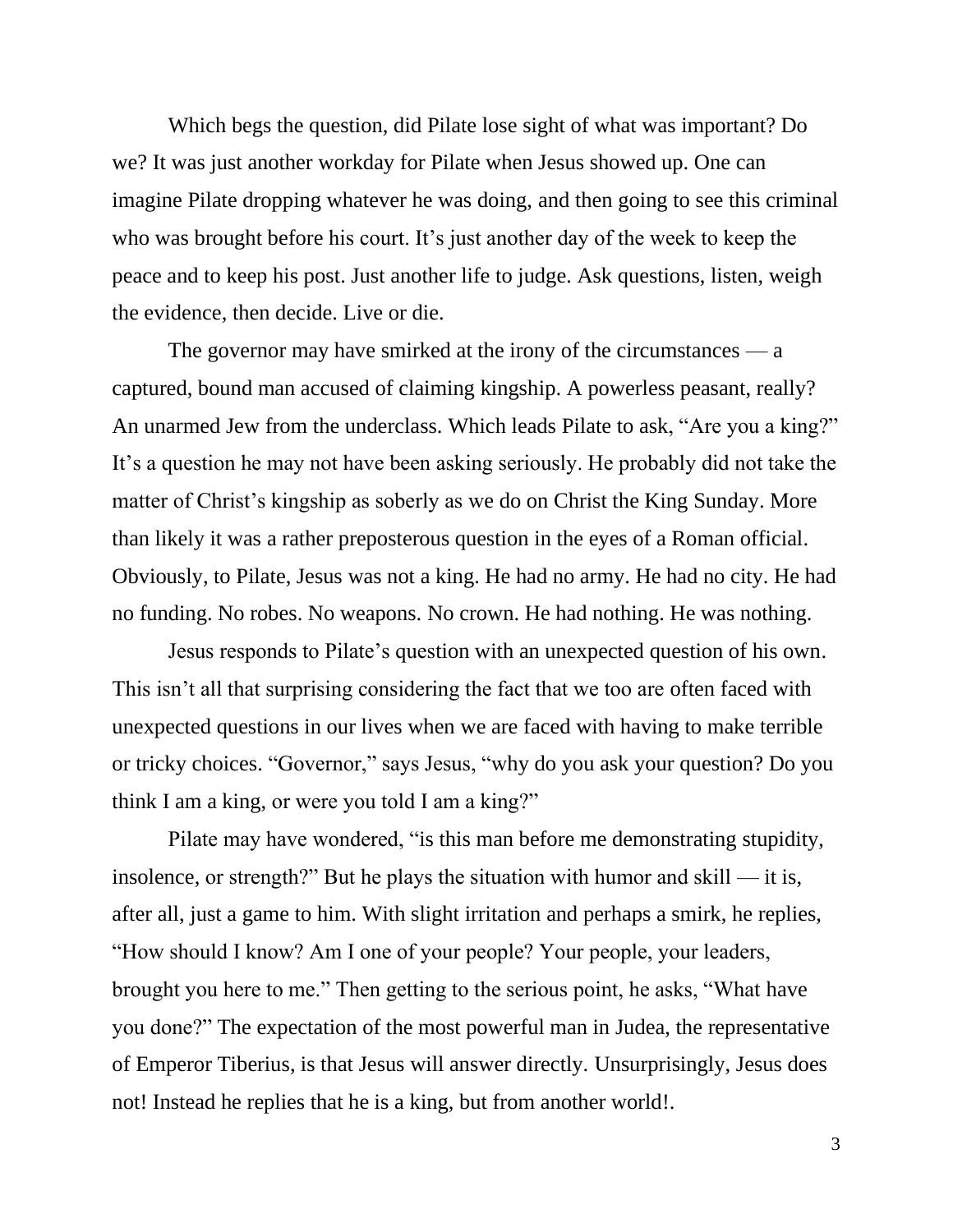Which begs the question, did Pilate lose sight of what was important? Do we? It was just another workday for Pilate when Jesus showed up. One can imagine Pilate dropping whatever he was doing, and then going to see this criminal who was brought before his court. It's just another day of the week to keep the peace and to keep his post. Just another life to judge. Ask questions, listen, weigh the evidence, then decide. Live or die.

The governor may have smirked at the irony of the circumstances — a captured, bound man accused of claiming kingship. A powerless peasant, really? An unarmed Jew from the underclass. Which leads Pilate to ask, "Are you a king?" It's a question he may not have been asking seriously. He probably did not take the matter of Christ's kingship as soberly as we do on Christ the King Sunday. More than likely it was a rather preposterous question in the eyes of a Roman official. Obviously, to Pilate, Jesus was not a king. He had no army. He had no city. He had no funding. No robes. No weapons. No crown. He had nothing. He was nothing.

Jesus responds to Pilate's question with an unexpected question of his own. This isn't all that surprising considering the fact that we too are often faced with unexpected questions in our lives when we are faced with having to make terrible or tricky choices. "Governor," says Jesus, "why do you ask your question? Do you think I am a king, or were you told I am a king?"

Pilate may have wondered, "is this man before me demonstrating stupidity, insolence, or strength?" But he plays the situation with humor and skill — it is, after all, just a game to him. With slight irritation and perhaps a smirk, he replies, "How should I know? Am I one of your people? Your people, your leaders, brought you here to me." Then getting to the serious point, he asks, "What have you done?" The expectation of the most powerful man in Judea, the representative of Emperor Tiberius, is that Jesus will answer directly. Unsurprisingly, Jesus does not! Instead he replies that he is a king, but from another world!.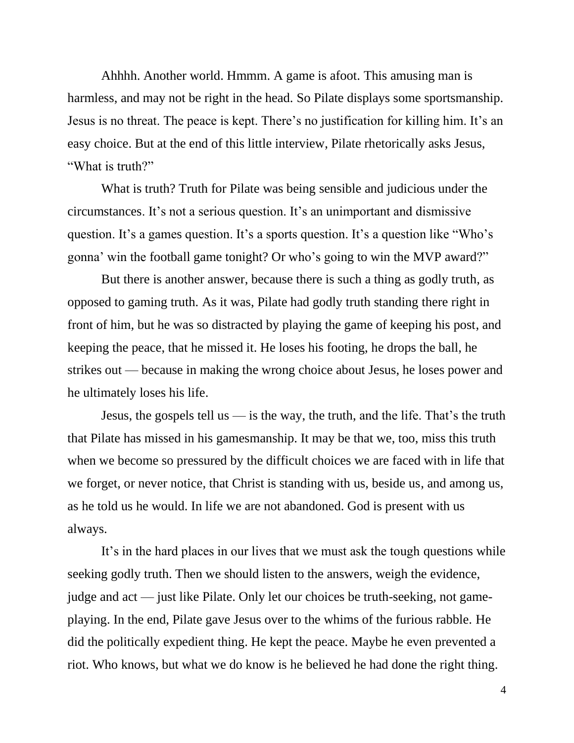Ahhhh. Another world. Hmmm. A game is afoot. This amusing man is harmless, and may not be right in the head. So Pilate displays some sportsmanship. Jesus is no threat. The peace is kept. There's no justification for killing him. It's an easy choice. But at the end of this little interview, Pilate rhetorically asks Jesus, "What is truth?"

What is truth? Truth for Pilate was being sensible and judicious under the circumstances. It's not a serious question. It's an unimportant and dismissive question. It's a games question. It's a sports question. It's a question like "Who's gonna' win the football game tonight? Or who's going to win the MVP award?"

But there is another answer, because there is such a thing as godly truth, as opposed to gaming truth. As it was, Pilate had godly truth standing there right in front of him, but he was so distracted by playing the game of keeping his post, and keeping the peace, that he missed it. He loses his footing, he drops the ball, he strikes out — because in making the wrong choice about Jesus, he loses power and he ultimately loses his life.

Jesus, the gospels tell us — is the way, the truth, and the life. That's the truth that Pilate has missed in his gamesmanship. It may be that we, too, miss this truth when we become so pressured by the difficult choices we are faced with in life that we forget, or never notice, that Christ is standing with us, beside us, and among us, as he told us he would. In life we are not abandoned. God is present with us always.

It's in the hard places in our lives that we must ask the tough questions while seeking godly truth. Then we should listen to the answers, weigh the evidence, judge and act — just like Pilate. Only let our choices be truth-seeking, not game-playing. In the end, Pilate gave Jesus over to the whims of the furious rabble. He did the politically expedient thing. He kept the peace. Maybe he even prevented a riot. Who knows, but what we do know is he believed he had done the right thing.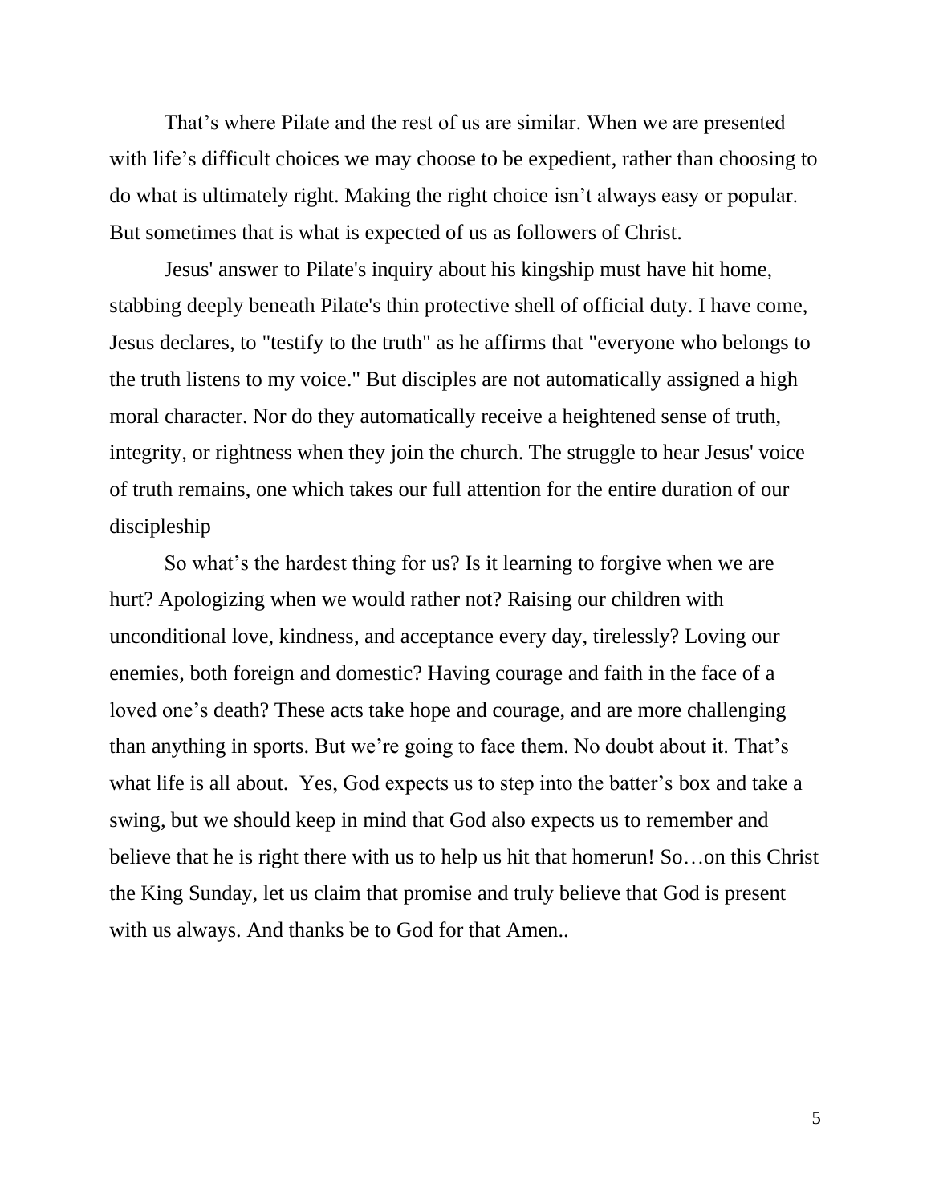That's where Pilate and the rest of us are similar. When we are presented with life's difficult choices we may choose to be expedient, rather than choosing to do what is ultimately right. Making the right choice isn't always easy or popular. But sometimes that is what is expected of us as followers of Christ.

Jesus' answer to Pilate's inquiry about his kingship must have hit home, stabbing deeply beneath Pilate's thin protective shell of official duty. I have come, Jesus declares, to "testify to the truth" as he affirms that "everyone who belongs to the truth listens to my voice." But disciples are not automatically assigned a high moral character. Nor do they automatically receive a heightened sense of truth, integrity, or rightness when they join the church. The struggle to hear Jesus' voice of truth remains, one which takes our full attention for the entire duration of our discipleship

So what's the hardest thing for us? Is it learning to forgive when we are hurt? Apologizing when we would rather not? Raising our children with unconditional love, kindness, and acceptance every day, tirelessly? Loving our enemies, both foreign and domestic? Having courage and faith in the face of a loved one's death? These acts take hope and courage, and are more challenging than anything in sports. But we're going to face them. No doubt about it. That's what life is all about. Yes, God expects us to step into the batter's box and take a swing, but we should keep in mind that God also expects us to remember and believe that he is right there with us to help us hit that homerun! So…on this Christ the King Sunday, let us claim that promise and truly believe that God is present with us always. And thanks be to God for that Amen..